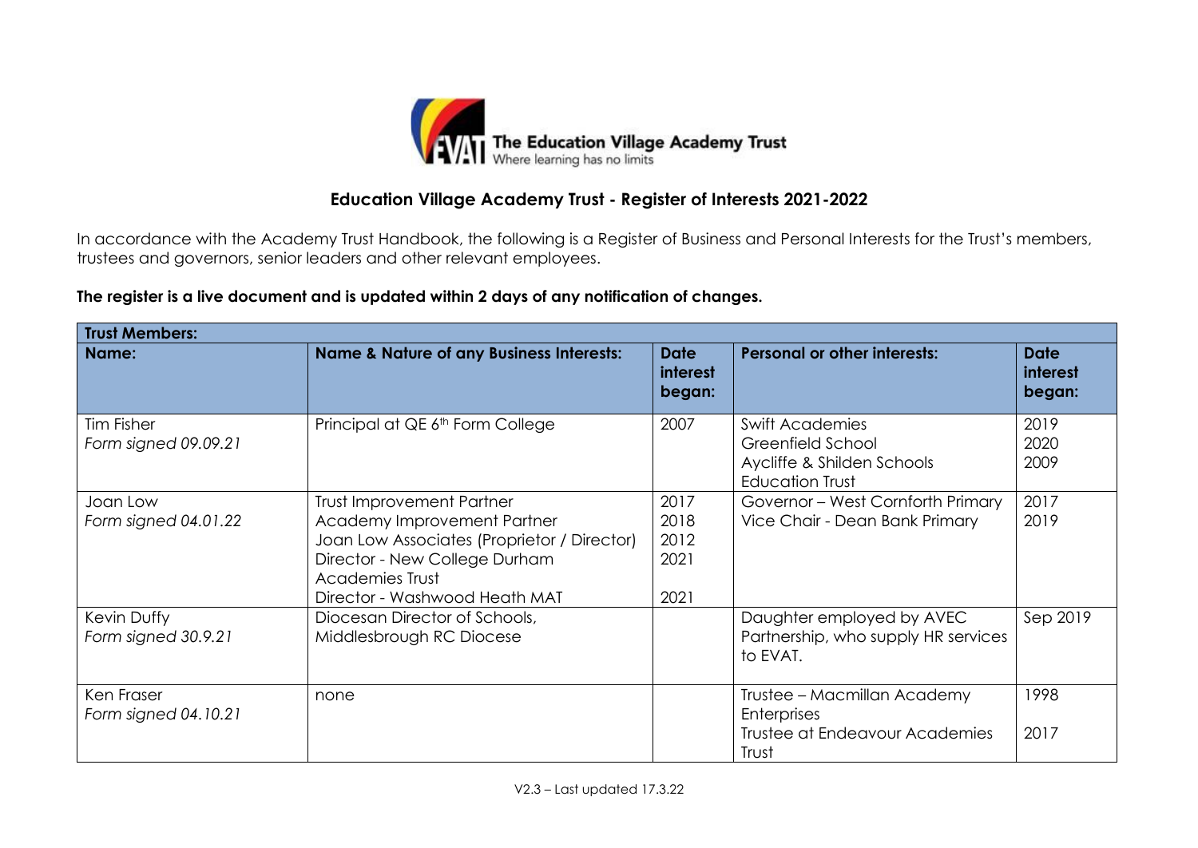The Education Village Academy Trust
Where learning has no limits

## Education Village Academy Trust - Register of Interests 2021-2022

In accordance with the Academy Trust Handbook, the following is a Register of Business and Personal Interests for the Trust's members, trustees and governors, senior leaders and other relevant employees.

**The register is a live document and is updated within 2 days of any notification of changes.**

| **Trust Members:** | | | | |
|---|---|---|---|---|
| **Name:** | **Name & Nature of any Business Interests:** | **Date interest began:** | **Personal or other interests:** | **Date interest began:** |
| Tim Fisher<br>*Form signed 09.09.21* | Principal at QE 6th Form College | 2007 | Swift Academies<br>Greenfield School<br>Aycliffe & Shilden Schools Education Trust | 2019<br>2020<br>2009 |
| Joan Low<br>*Form signed 04.01.22* | Trust Improvement Partner<br>Academy Improvement Partner<br>Joan Low Associates (Proprietor / Director)<br>Director - New College Durham Academies Trust<br>Director - Washwood Heath MAT | 2017<br>2018<br>2012<br>2021<br>2021 | Governor – West Cornforth Primary<br>Vice Chair - Dean Bank Primary | 2017<br>2019 |
| Kevin Duffy<br>*Form signed 30.9.21* | Diocesan Director of Schools, Middlesbrough RC Diocese | | Daughter employed by AVEC Partnership, who supply HR services to EVAT. | Sep 2019 |
| Ken Fraser<br>*Form signed 04.10.21* | none | | Trustee – Macmillan Academy Enterprises<br>Trustee at Endeavour Academies Trust | 1998<br>2017 |

V2.3 – Last updated 17.3.22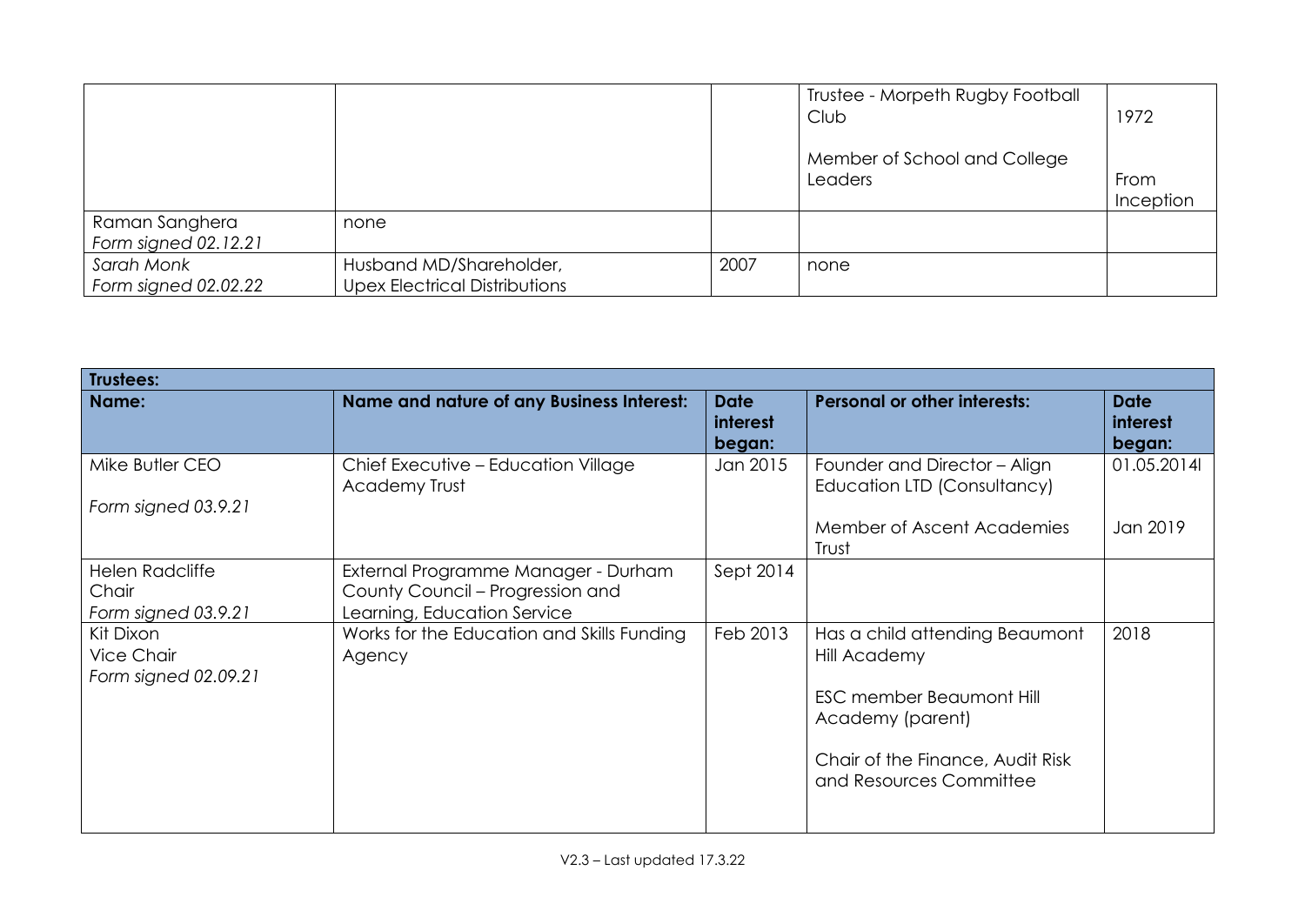| | | | | |
|---|---|---|---|---|
| | | | Trustee - Morpeth Rugby Football Club<br><br>Member of School and College Leaders | 1972<br><br>From Inception |
| Raman Sanghera<br>*Form signed 02.12.21* | none | | | |
| *Sarah Monk*<br>*Form signed 02.02.22* | Husband MD/Shareholder, Upex Electrical Distributions | 2007 | none | |

| **Trustees:** | | | | |
|---|---|---|---|---|
| **Name:** | **Name and nature of any Business Interest:** | **Date interest began:** | **Personal or other interests:** | **Date interest began:** |
| Mike Butler CEO<br><br>*Form signed 03.9.21* | Chief Executive – Education Village Academy Trust | Jan 2015 | Founder and Director – Align Education LTD (Consultancy)<br><br>Member of Ascent Academies Trust | 01.05.2014l<br><br>Jan 2019 |
| Helen Radcliffe<br>Chair<br>*Form signed 03.9.21* | External Programme Manager - Durham County Council – Progression and Learning, Education Service | Sept 2014 | | |
| Kit Dixon<br>Vice Chair<br>*Form signed 02.09.21* | Works for the Education and Skills Funding Agency | Feb 2013 | Has a child attending Beaumont Hill Academy<br><br>ESC member Beaumont Hill Academy (parent)<br><br>Chair of the Finance, Audit Risk and Resources Committee | 2018 |

V2.3 – Last updated 17.3.22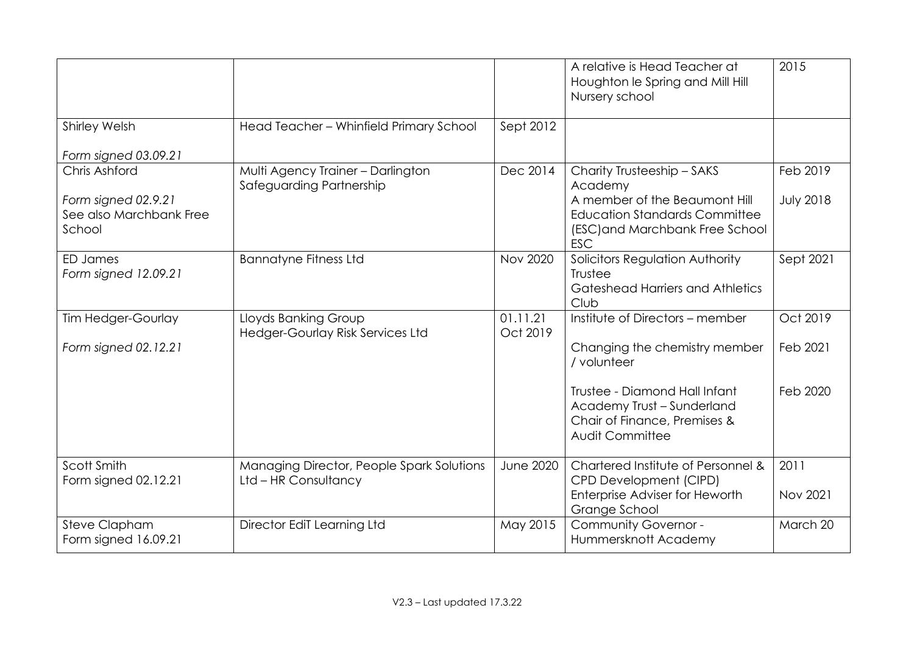| | | | | |
|---|---|---|---|---|
| | | | A relative is Head Teacher at Houghton le Spring and Mill Hill Nursery school | 2015 |
| Shirley Welsh<br><br>*Form signed 03.09.21* | Head Teacher – Whinfield Primary School | Sept 2012 | | |
| Chris Ashford<br><br>*Form signed 02.9.21*<br>*See also Marchbank Free School* | Multi Agency Trainer – Darlington Safeguarding Partnership | Dec 2014 | Charity Trusteeship – SAKS Academy<br>A member of the Beaumont Hill Education Standards Committee (ESC)and Marchbank Free School ESC | Feb 2019<br><br>July 2018 |
| ED James<br>*Form signed 12.09.21* | Bannatyne Fitness Ltd | Nov 2020 | Solicitors Regulation Authority Trustee<br>Gateshead Harriers and Athletics Club | Sept 2021 |
| Tim Hedger-Gourlay<br><br>*Form signed 02.12.21* | Lloyds Banking Group<br>Hedger-Gourlay Risk Services Ltd | 01.11.21<br>Oct 2019 | Institute of Directors – member<br><br>Changing the chemistry member / volunteer<br><br>Trustee - Diamond Hall Infant Academy Trust – Sunderland Chair of Finance, Premises & Audit Committee | Oct 2019<br><br>Feb 2021<br><br>Feb 2020 |
| Scott Smith<br>Form signed 02.12.21 | Managing Director, People Spark Solutions Ltd – HR Consultancy | June 2020 | Chartered Institute of Personnel & CPD Development (CIPD)<br>Enterprise Adviser for Heworth Grange School | 2011<br><br>Nov 2021 |
| Steve Clapham<br>Form signed 16.09.21 | Director EdiT Learning Ltd | May 2015 | Community Governor - Hummersknott Academy | March 20 |

V2.3 – Last updated 17.3.22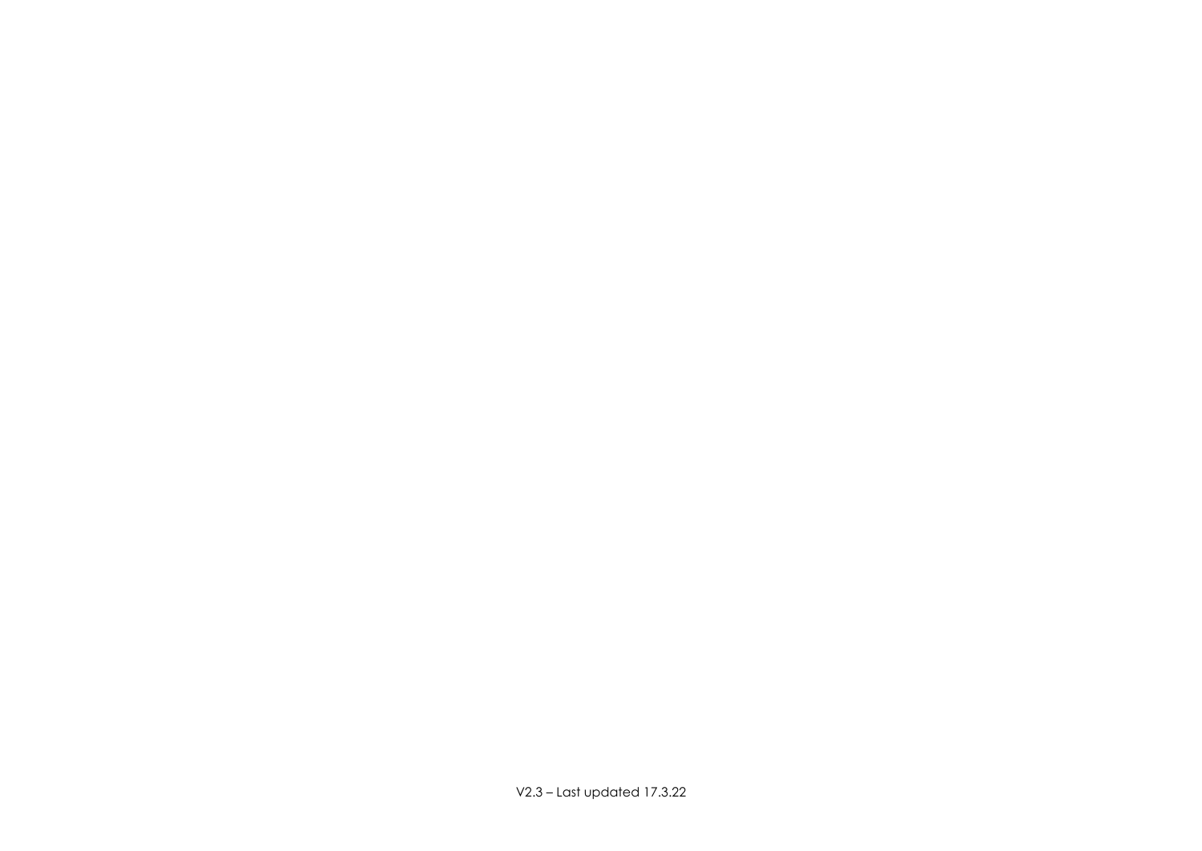V2.3 – Last updated 17.3.22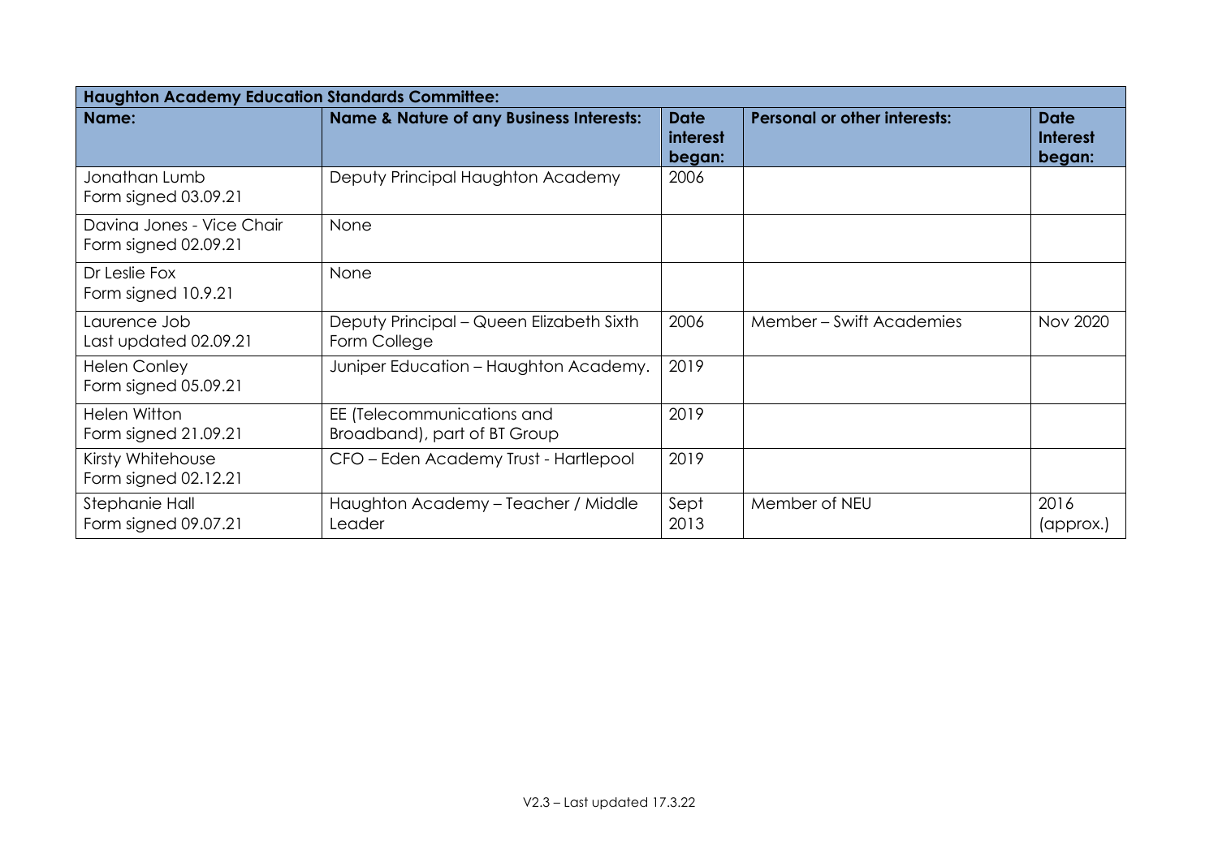| **Haughton Academy Education Standards Committee:** | | | | |
|---|---|---|---|---|
| **Name:** | **Name & Nature of any Business Interests:** | **Date interest began:** | **Personal or other interests:** | **Date Interest began:** |
| Jonathan Lumb<br>Form signed 03.09.21 | Deputy Principal Haughton Academy | 2006 | | |
| Davina Jones - Vice Chair<br>Form signed 02.09.21 | None | | | |
| Dr Leslie Fox<br>Form signed 10.9.21 | None | | | |
| Laurence Job<br>Last updated 02.09.21 | Deputy Principal – Queen Elizabeth Sixth Form College | 2006 | Member – Swift Academies | Nov 2020 |
| Helen Conley<br>Form signed 05.09.21 | Juniper Education – Haughton Academy. | 2019 | | |
| Helen Witton<br>Form signed 21.09.21 | EE (Telecommunications and Broadband), part of BT Group | 2019 | | |
| Kirsty Whitehouse<br>Form signed 02.12.21 | CFO – Eden Academy Trust - Hartlepool | 2019 | | |
| Stephanie Hall<br>Form signed 09.07.21 | Haughton Academy – Teacher / Middle Leader | Sept 2013 | Member of NEU | 2016 (approx.) |

V2.3 – Last updated 17.3.22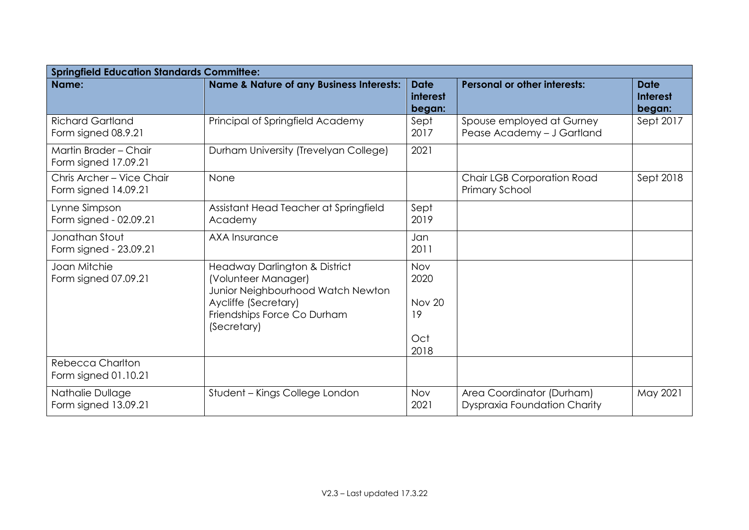| Springfield Education Standards Committee: | | | | |
|---|---|---|---|---|
| **Name:** | **Name & Nature of any Business Interests:** | **Date interest began:** | **Personal or other interests:** | **Date Interest began:** |
| Richard Gartland<br>Form signed 08.9.21 | Principal of Springfield Academy | Sept 2017 | Spouse employed at Gurney Pease Academy – J Gartland | Sept 2017 |
| Martin Brader – Chair<br>Form signed 17.09.21 | Durham University (Trevelyan College) | 2021 | | |
| Chris Archer – Vice Chair<br>Form signed 14.09.21 | None | | Chair LGB Corporation Road Primary School | Sept 2018 |
| Lynne Simpson<br>Form signed - 02.09.21 | Assistant Head Teacher at Springfield Academy | Sept 2019 | | |
| Jonathan Stout<br>Form signed - 23.09.21 | AXA Insurance | Jan 2011 | | |
| Joan Mitchie<br>Form signed 07.09.21 | Headway Darlington & District (Volunteer Manager)<br>Junior Neighbourhood Watch Newton Aycliffe (Secretary)<br>Friendships Force Co Durham (Secretary) | Nov 2020<br>Nov 20 19<br>Oct 2018 | | |
| Rebecca Charlton<br>Form signed 01.10.21 | | | | |
| Nathalie Dullage<br>Form signed 13.09.21 | Student – Kings College London | Nov 2021 | Area Coordinator (Durham) Dyspraxia Foundation Charity | May 2021 |

V2.3 – Last updated 17.3.22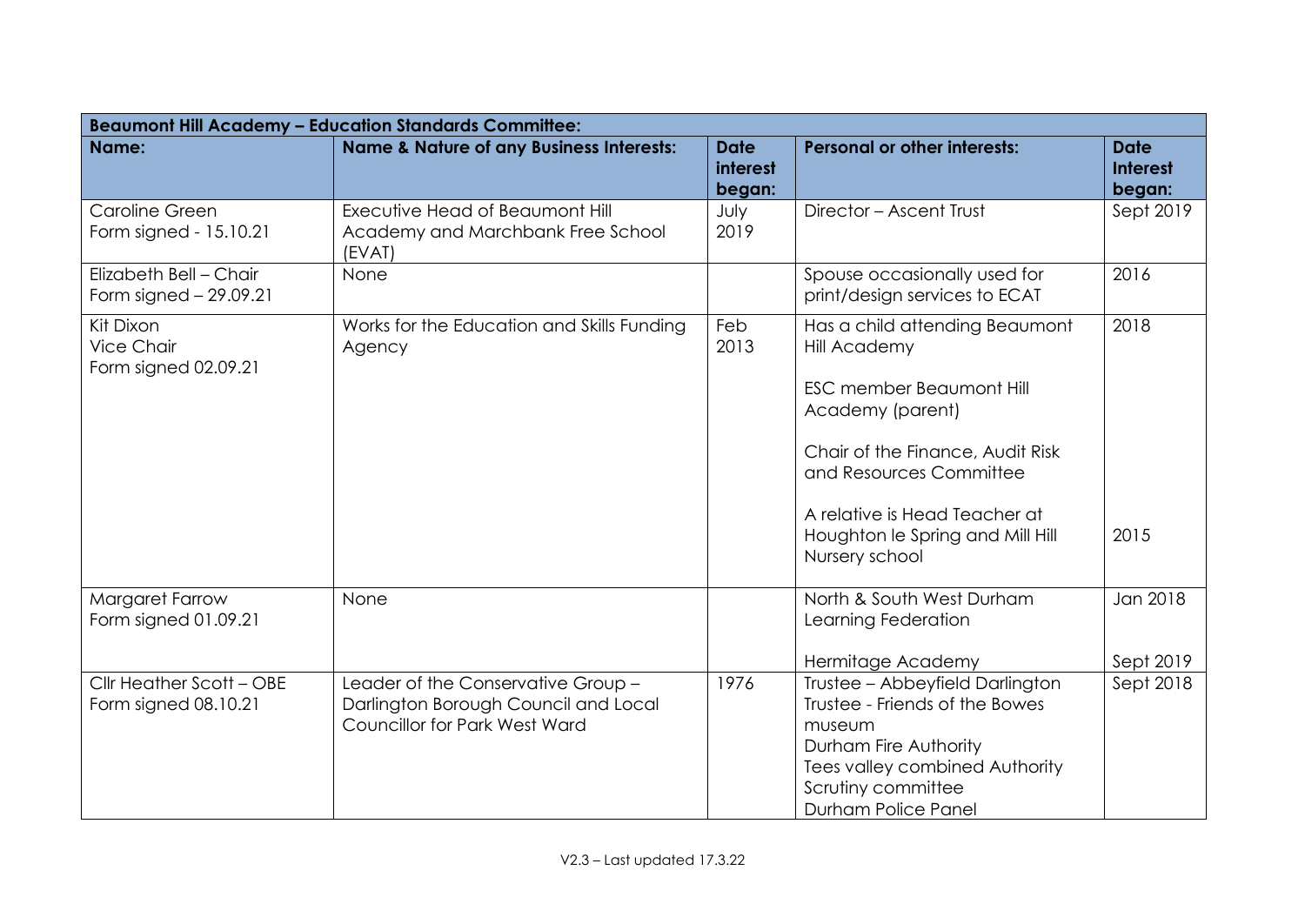| Beaumont Hill Academy – Education Standards Committee: | | | | |
|---|---|---|---|---|
| **Name:** | **Name & Nature of any Business Interests:** | **Date interest began:** | **Personal or other interests:** | **Date Interest began:** |
| Caroline Green<br>Form signed - 15.10.21 | Executive Head of Beaumont Hill Academy and Marchbank Free School (EVAT) | July 2019 | Director – Ascent Trust | Sept 2019 |
| Elizabeth Bell – Chair<br>Form signed – 29.09.21 | None | | Spouse occasionally used for print/design services to ECAT | 2016 |
| Kit Dixon<br>Vice Chair<br>Form signed 02.09.21 | Works for the Education and Skills Funding Agency | Feb 2013 | Has a child attending Beaumont Hill Academy<br><br>ESC member Beaumont Hill Academy (parent)<br><br>Chair of the Finance, Audit Risk and Resources Committee<br><br>A relative is Head Teacher at Houghton le Spring and Mill Hill Nursery school | 2018<br><br><br><br><br><br>2015 |
| Margaret Farrow<br>Form signed 01.09.21 | None | | North & South West Durham Learning Federation<br><br>Hermitage Academy | Jan 2018<br><br>Sept 2019 |
| Cllr Heather Scott – OBE<br>Form signed 08.10.21 | Leader of the Conservative Group – Darlington Borough Council and Local Councillor for Park West Ward | 1976 | Trustee – Abbeyfield Darlington<br>Trustee - Friends of the Bowes museum<br>Durham Fire Authority<br>Tees valley combined Authority Scrutiny committee<br>Durham Police Panel | Sept 2018 |

V2.3 – Last updated 17.3.22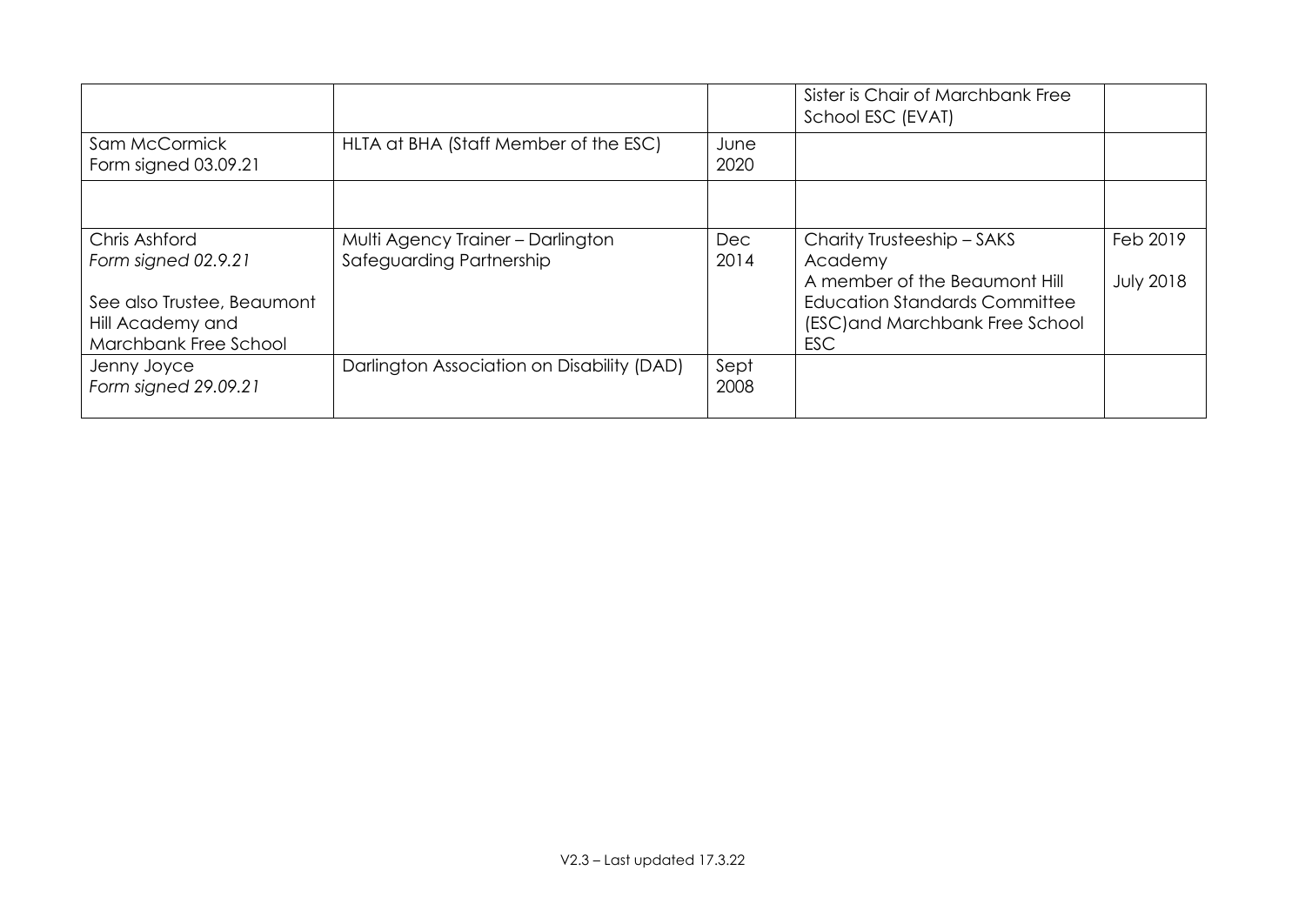| | | | | |
|---|---|---|---|---|
| | | | Sister is Chair of Marchbank Free School ESC (EVAT) | |
| Sam McCormick<br>Form signed 03.09.21 | HLTA at BHA (Staff Member of the ESC) | June 2020 | | |
| | | | | |
| Chris Ashford<br>*Form signed 02.9.21*<br><br>See also Trustee, Beaumont Hill Academy and Marchbank Free School | Multi Agency Trainer – Darlington Safeguarding Partnership | Dec 2014 | Charity Trusteeship – SAKS Academy<br>A member of the Beaumont Hill Education Standards Committee (ESC)and Marchbank Free School ESC | Feb 2019<br><br>July 2018 |
| Jenny Joyce<br>*Form signed 29.09.21* | Darlington Association on Disability (DAD) | Sept 2008 | | |

V2.3 – Last updated 17.3.22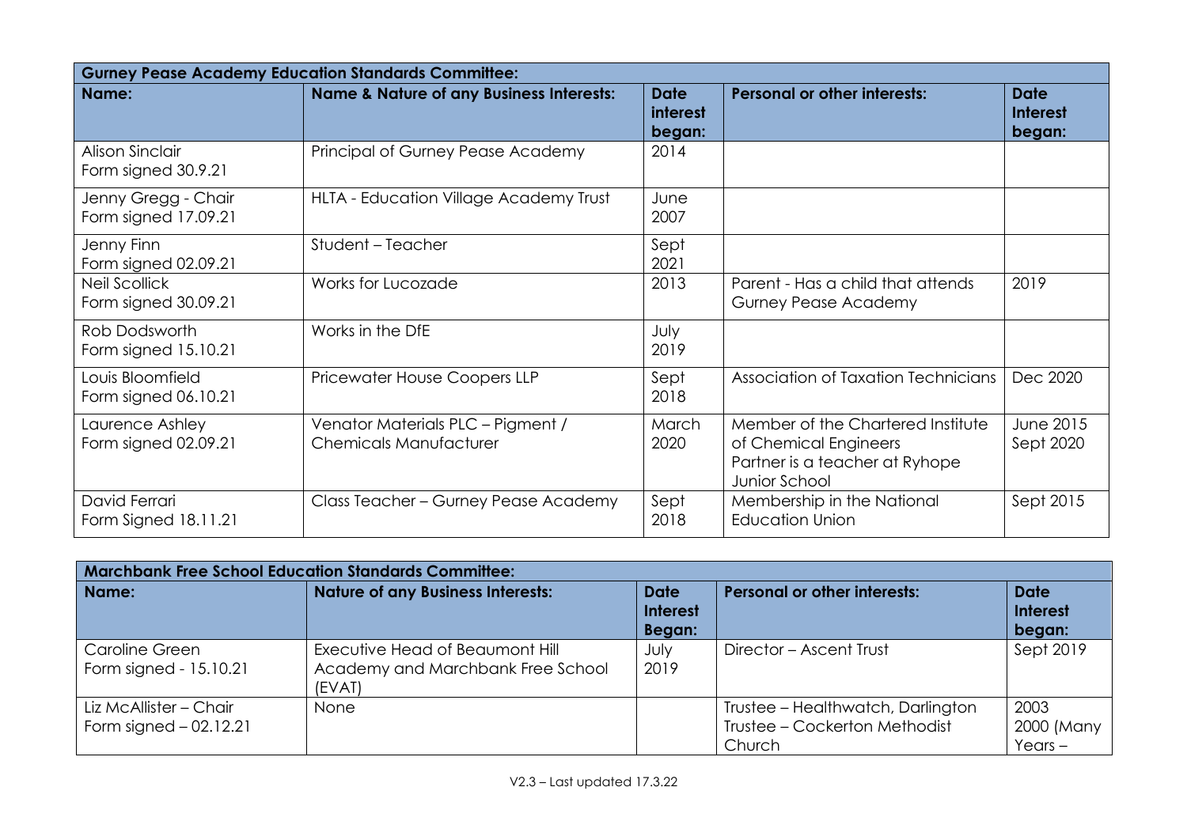| **Gurney Pease Academy Education Standards Committee:** | | | | |
|---|---|---|---|---|
| **Name:** | **Name & Nature of any Business Interests:** | **Date interest began:** | **Personal or other interests:** | **Date Interest began:** |
| Alison Sinclair<br>Form signed 30.9.21 | Principal of Gurney Pease Academy | 2014 | | |
| Jenny Gregg - Chair<br>Form signed 17.09.21 | HLTA - Education Village Academy Trust | June 2007 | | |
| Jenny Finn<br>Form signed 02.09.21 | Student – Teacher | Sept 2021 | | |
| Neil Scollick<br>Form signed 30.09.21 | Works for Lucozade | 2013 | Parent - Has a child that attends Gurney Pease Academy | 2019 |
| Rob Dodsworth<br>Form signed 15.10.21 | Works in the DfE | July 2019 | | |
| Louis Bloomfield<br>Form signed 06.10.21 | Pricewater House Coopers LLP | Sept 2018 | Association of Taxation Technicians | Dec 2020 |
| Laurence Ashley<br>Form signed 02.09.21 | Venator Materials PLC – Pigment / Chemicals Manufacturer | March 2020 | Member of the Chartered Institute of Chemical Engineers<br>Partner is a teacher at Ryhope Junior School | June 2015<br>Sept 2020 |
| David Ferrari<br>Form Signed 18.11.21 | Class Teacher – Gurney Pease Academy | Sept 2018 | Membership in the National Education Union | Sept 2015 |

| **Marchbank Free School Education Standards Committee:** | | | | |
|---|---|---|---|---|
| **Name:** | **Nature of any Business Interests:** | **Date Interest Began:** | **Personal or other interests:** | **Date Interest began:** |
| Caroline Green<br>Form signed - 15.10.21 | Executive Head of Beaumont Hill Academy and Marchbank Free School (EVAT) | July 2019 | Director – Ascent Trust | Sept 2019 |
| Liz McAllister – Chair<br>Form signed – 02.12.21 | None | | Trustee – Healthwatch, Darlington<br>Trustee – Cockerton Methodist Church | 2003<br>2000 (Many Years – |

V2.3 – Last updated 17.3.22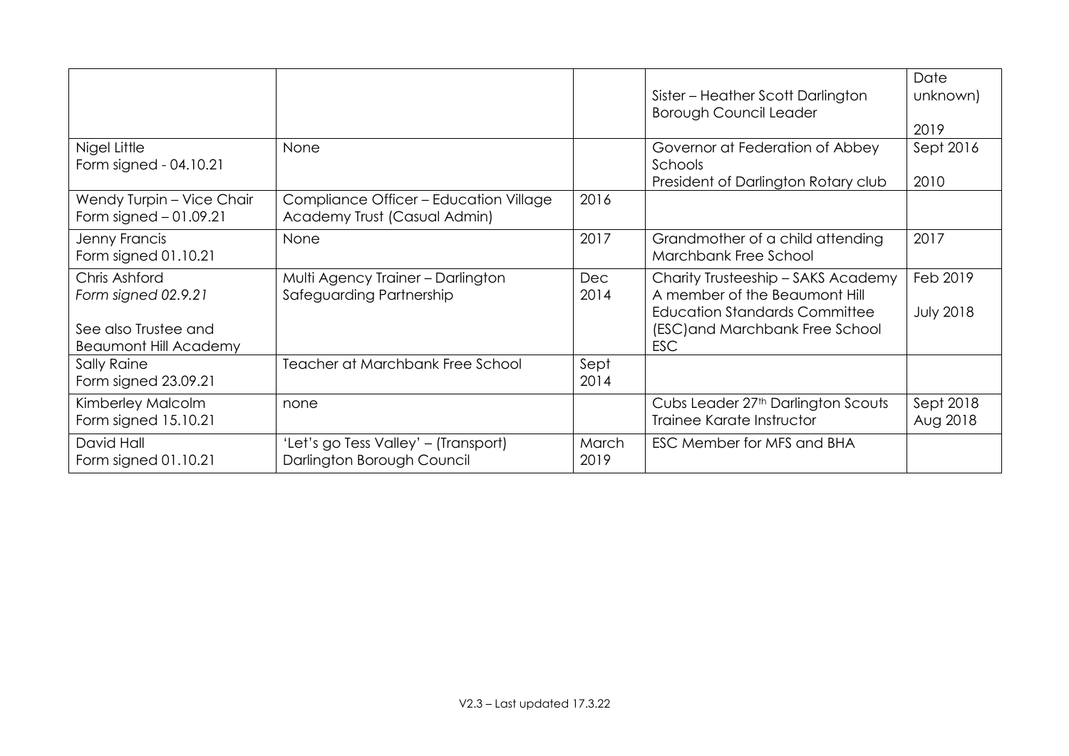| | | | | |
|---|---|---|---|---|
| | | | Sister – Heather Scott Darlington Borough Council Leader | Date unknown)<br><br>2019 |
| Nigel Little<br>Form signed - 04.10.21 | None | | Governor at Federation of Abbey Schools<br>President of Darlington Rotary club | Sept 2016<br><br>2010 |
| Wendy Turpin – Vice Chair<br>Form signed – 01.09.21 | Compliance Officer – Education Village Academy Trust (Casual Admin) | 2016 | | |
| Jenny Francis<br>Form signed 01.10.21 | None | 2017 | Grandmother of a child attending Marchbank Free School | 2017 |
| Chris Ashford<br>*Form signed 02.9.21*<br><br>See also Trustee and Beaumont Hill Academy | Multi Agency Trainer – Darlington Safeguarding Partnership | Dec 2014 | Charity Trusteeship – SAKS Academy<br>A member of the Beaumont Hill Education Standards Committee (ESC)and Marchbank Free School ESC | Feb 2019<br><br>July 2018 |
| Sally Raine<br>Form signed 23.09.21 | Teacher at Marchbank Free School | Sept 2014 | | |
| Kimberley Malcolm<br>Form signed 15.10.21 | none | | Cubs Leader 27th Darlington Scouts<br>Trainee Karate Instructor | Sept 2018<br>Aug 2018 |
| David Hall<br>Form signed 01.10.21 | 'Let's go Tess Valley' – (Transport) Darlington Borough Council | March 2019 | ESC Member for MFS and BHA | |

V2.3 – Last updated 17.3.22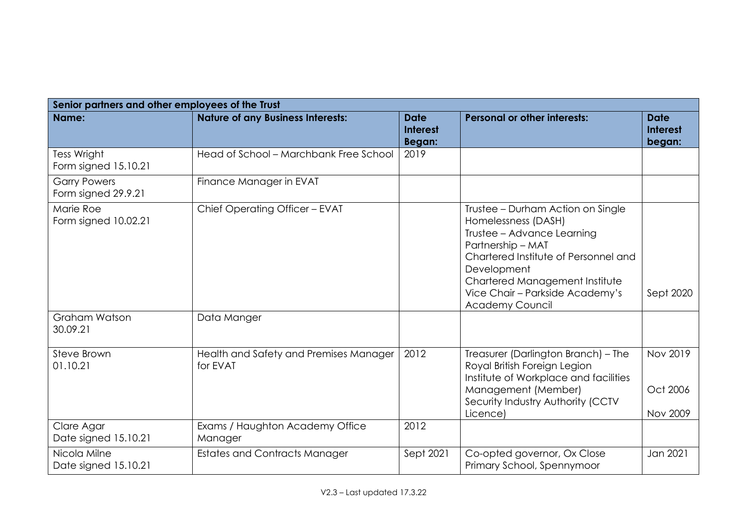| Senior partners and other employees of the Trust | | | | |
|---|---|---|---|---|
| **Name:** | **Nature of any Business Interests:** | **Date Interest Began:** | **Personal or other interests:** | **Date Interest began:** |
| Tess Wright<br>Form signed 15.10.21 | Head of School – Marchbank Free School | 2019 | | |
| Garry Powers<br>Form signed 29.9.21 | Finance Manager in EVAT | | | |
| Marie Roe<br>Form signed 10.02.21 | Chief Operating Officer – EVAT | | Trustee – Durham Action on Single Homelessness (DASH)<br>Trustee – Advance Learning Partnership – MAT<br>Chartered Institute of Personnel and Development<br>Chartered Management Institute<br>Vice Chair – Parkside Academy's Academy Council | Sept 2020 |
| Graham Watson<br>30.09.21 | Data Manger | | | |
| Steve Brown<br>01.10.21 | Health and Safety and Premises Manager for EVAT | 2012 | Treasurer (Darlington Branch) – The Royal British Foreign Legion<br>Institute of Workplace and facilities Management (Member)<br>Security Industry Authority (CCTV Licence) | Nov 2019<br>Oct 2006<br>Nov 2009 |
| Clare Agar<br>Date signed 15.10.21 | Exams / Haughton Academy Office Manager | 2012 | | |
| Nicola Milne<br>Date signed 15.10.21 | Estates and Contracts Manager | Sept 2021 | Co-opted governor, Ox Close Primary School, Spennymoor | Jan 2021 |

V2.3 – Last updated 17.3.22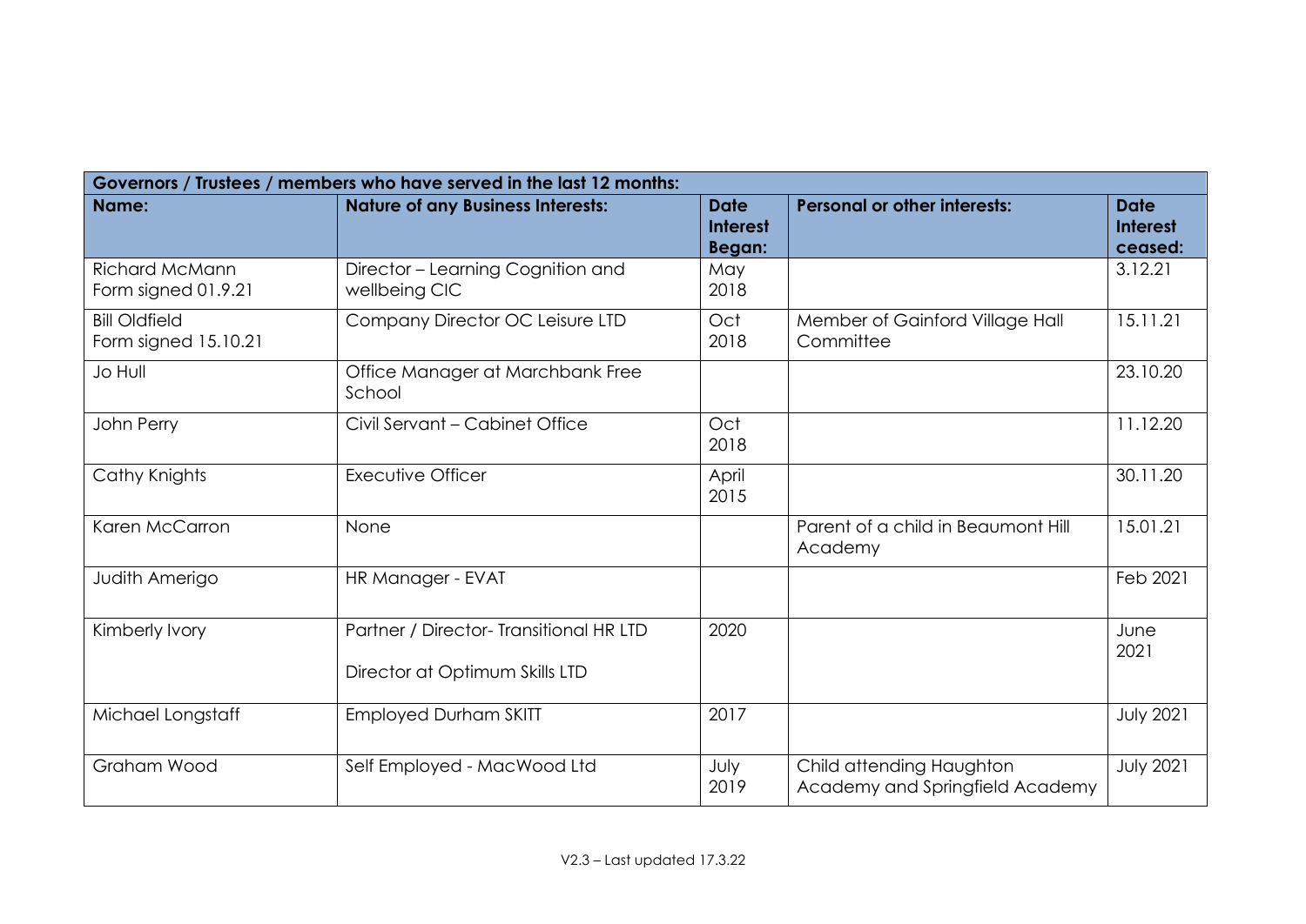| Governors / Trustees / members who have served in the last 12 months: | | | | |
|---|---|---|---|---|
| **Name:** | **Nature of any Business Interests:** | **Date Interest Began:** | **Personal or other interests:** | **Date Interest ceased:** |
| Richard McMann Form signed 01.9.21 | Director – Learning Cognition and wellbeing CIC | May 2018 | | 3.12.21 |
| Bill Oldfield Form signed 15.10.21 | Company Director OC Leisure LTD | Oct 2018 | Member of Gainford Village Hall Committee | 15.11.21 |
| Jo Hull | Office Manager at Marchbank Free School | | | 23.10.20 |
| John Perry | Civil Servant – Cabinet Office | Oct 2018 | | 11.12.20 |
| Cathy Knights | Executive Officer | April 2015 | | 30.11.20 |
| Karen McCarron | None | | Parent of a child in Beaumont Hill Academy | 15.01.21 |
| Judith Amerigo | HR Manager - EVAT | | | Feb 2021 |
| Kimberly Ivory | Partner / Director- Transitional HR LTD<br><br>Director at Optimum Skills LTD | 2020 | | June 2021 |
| Michael Longstaff | Employed Durham SKITT | 2017 | | July 2021 |
| Graham Wood | Self Employed - MacWood Ltd | July 2019 | Child attending Haughton Academy and Springfield Academy | July 2021 |

V2.3 – Last updated 17.3.22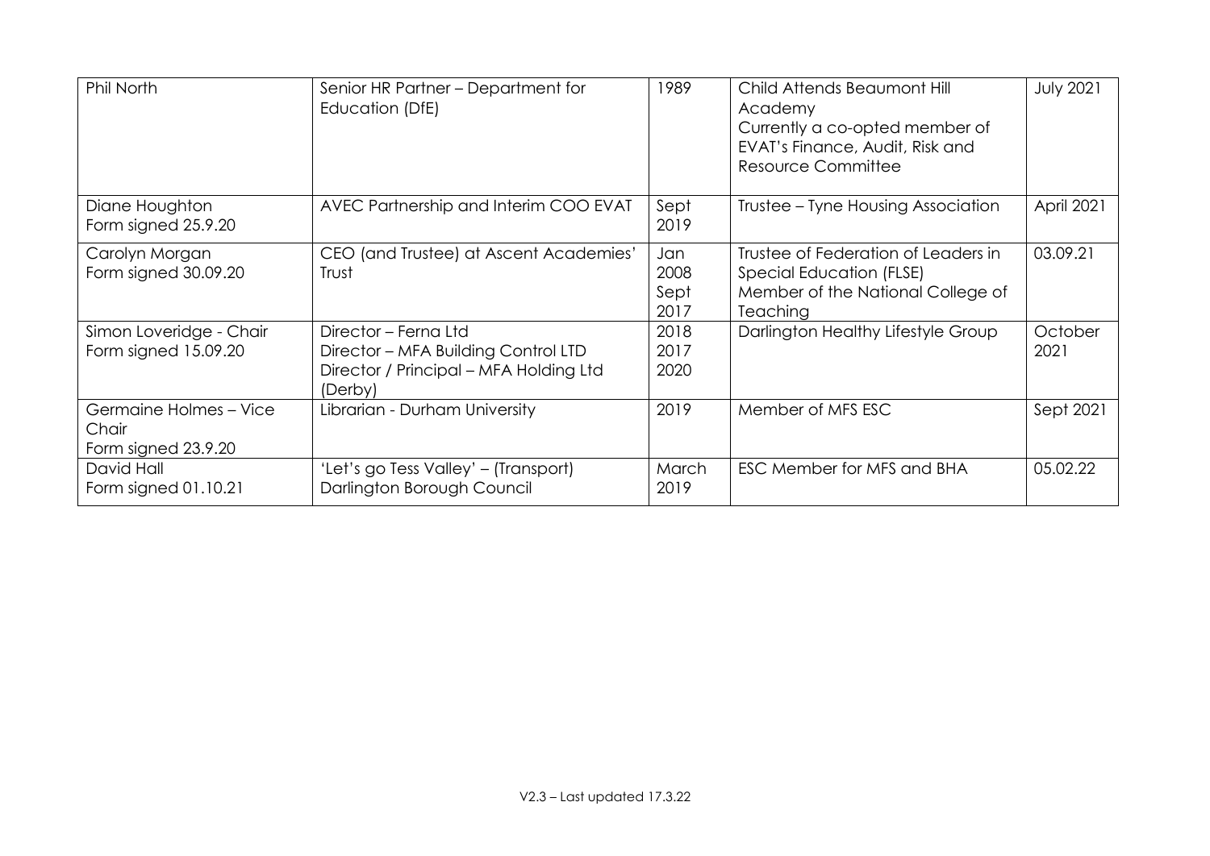| | | | | |
|---|---|---|---|---|
| Phil North | Senior HR Partner – Department for Education (DfE) | 1989 | Child Attends Beaumont Hill Academy<br>Currently a co-opted member of EVAT's Finance, Audit, Risk and Resource Committee | July 2021 |
| Diane Houghton<br>Form signed 25.9.20 | AVEC Partnership and Interim COO EVAT | Sept 2019 | Trustee – Tyne Housing Association | April 2021 |
| Carolyn Morgan<br>Form signed 30.09.20 | CEO (and Trustee) at Ascent Academies' Trust | Jan 2008<br>Sept 2017 | Trustee of Federation of Leaders in Special Education (FLSE)<br>Member of the National College of Teaching | 03.09.21 |
| Simon Loveridge - Chair<br>Form signed 15.09.20 | Director – Ferna Ltd<br>Director – MFA Building Control LTD<br>Director / Principal – MFA Holding Ltd (Derby) | 2018<br>2017<br>2020 | Darlington Healthy Lifestyle Group | October 2021 |
| Germaine Holmes – Vice Chair<br>Form signed 23.9.20 | Librarian - Durham University | 2019 | Member of MFS ESC | Sept 2021 |
| David Hall<br>Form signed 01.10.21 | 'Let's go Tess Valley' – (Transport) Darlington Borough Council | March 2019 | ESC Member for MFS and BHA | 05.02.22 |

V2.3 – Last updated 17.3.22